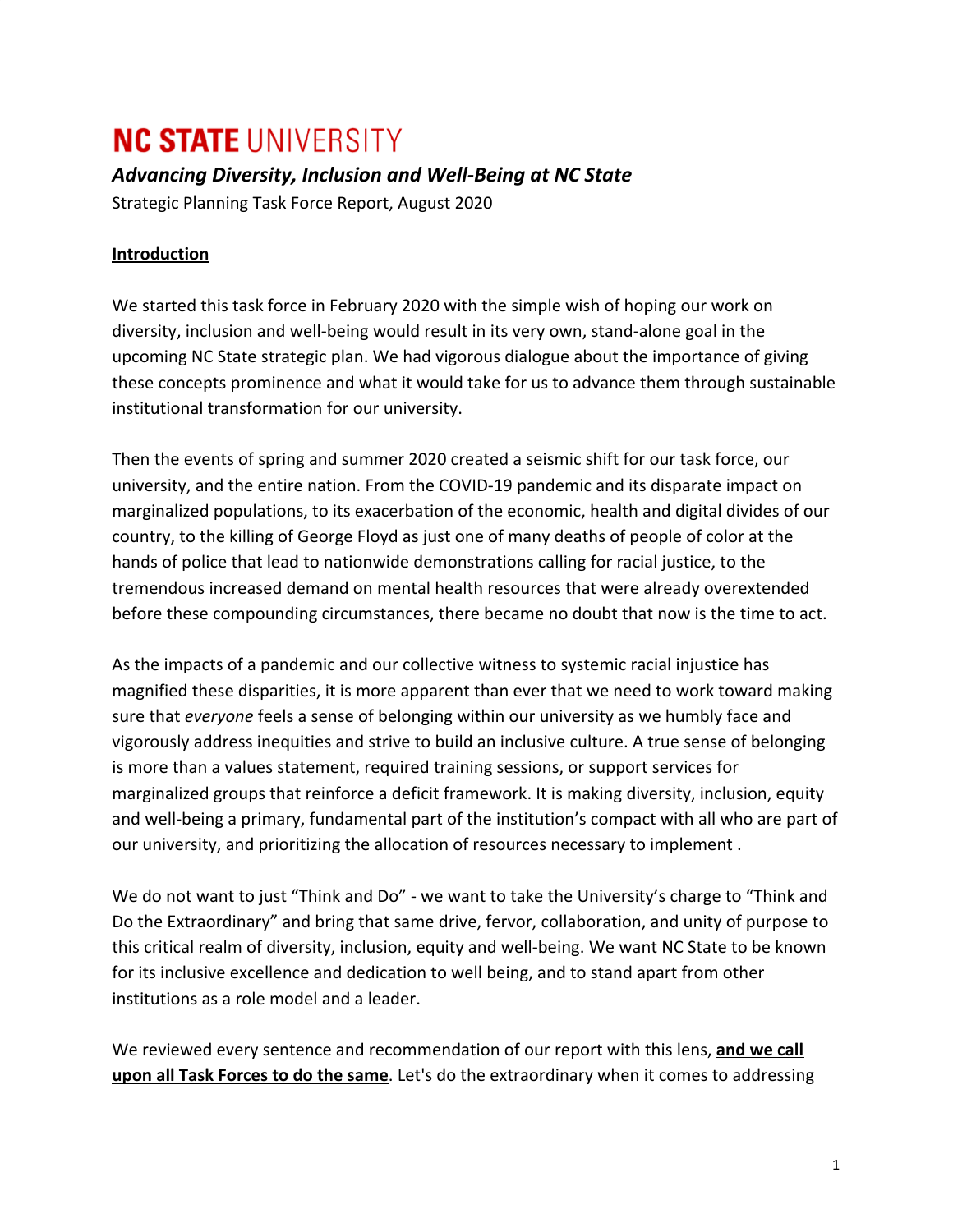# NC STATE UNIVERSITY

***Advancing Diversity, Inclusion and Well-Being at NC State***

Strategic Planning Task Force Report, August 2020

## Introduction

We started this task force in February 2020 with the simple wish of hoping our work on diversity, inclusion and well-being would result in its very own, stand-alone goal in the upcoming NC State strategic plan. We had vigorous dialogue about the importance of giving these concepts prominence and what it would take for us to advance them through sustainable institutional transformation for our university.

Then the events of spring and summer 2020 created a seismic shift for our task force, our university, and the entire nation. From the COVID-19 pandemic and its disparate impact on marginalized populations, to its exacerbation of the economic, health and digital divides of our country, to the killing of George Floyd as just one of many deaths of people of color at the hands of police that lead to nationwide demonstrations calling for racial justice, to the tremendous increased demand on mental health resources that were already overextended before these compounding circumstances, there became no doubt that now is the time to act.

As the impacts of a pandemic and our collective witness to systemic racial injustice has magnified these disparities, it is more apparent than ever that we need to work toward making sure that *everyone* feels a sense of belonging within our university as we humbly face and vigorously address inequities and strive to build an inclusive culture. A true sense of belonging is more than a values statement, required training sessions, or support services for marginalized groups that reinforce a deficit framework. It is making diversity, inclusion, equity and well-being a primary, fundamental part of the institution's compact with all who are part of our university, and prioritizing the allocation of resources necessary to implement .

We do not want to just "Think and Do" - we want to take the University's charge to "Think and Do the Extraordinary" and bring that same drive, fervor, collaboration, and unity of purpose to this critical realm of diversity, inclusion, equity and well-being. We want NC State to be known for its inclusive excellence and dedication to well being, and to stand apart from other institutions as a role model and a leader.

We reviewed every sentence and recommendation of our report with this lens, **and we call upon all Task Forces to do the same**. Let's do the extraordinary when it comes to addressing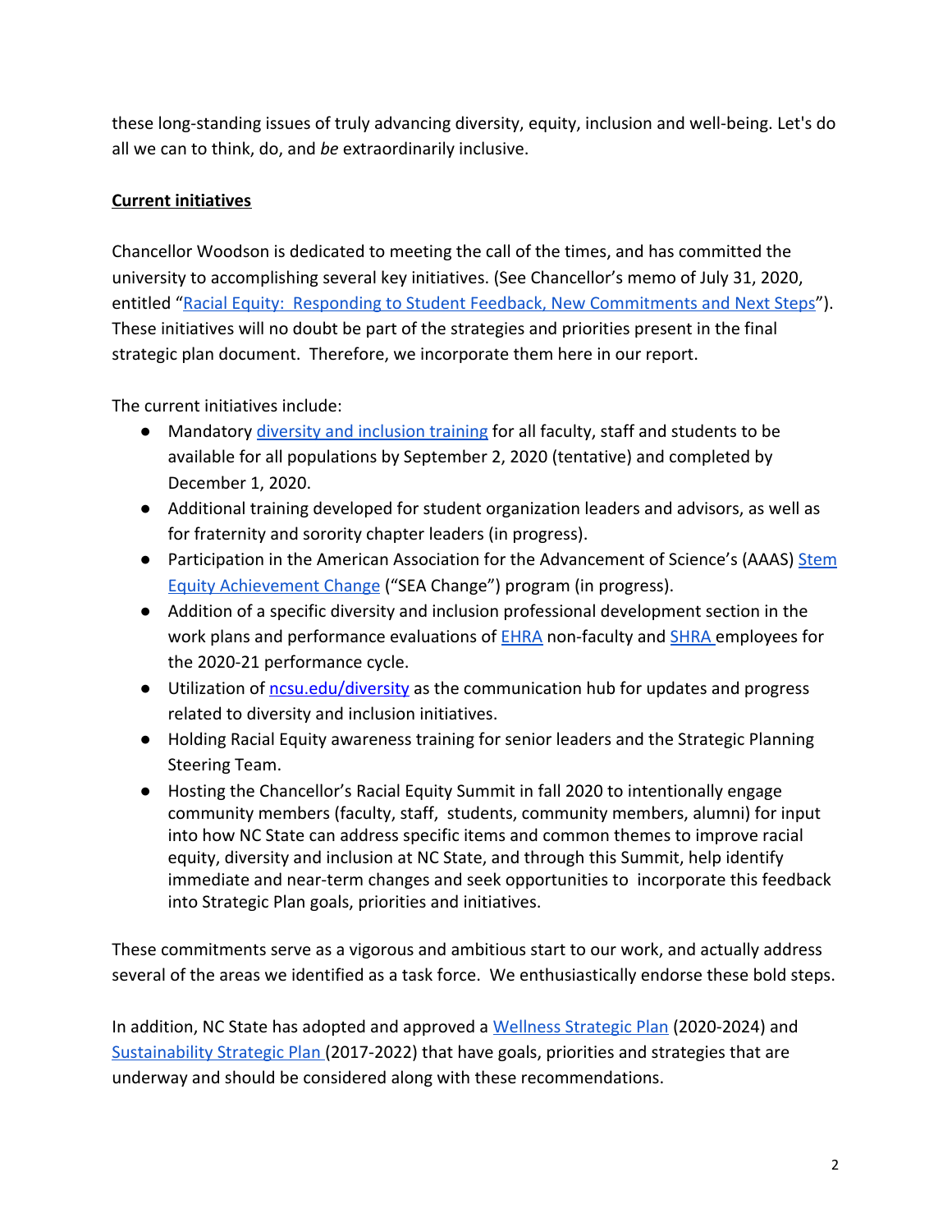these long-standing issues of truly advancing diversity, equity, inclusion and well-being. Let's do all we can to think, do, and *be* extraordinarily inclusive.

**Current initiatives**

Chancellor Woodson is dedicated to meeting the call of the times, and has committed the university to accomplishing several key initiatives. (See Chancellor's memo of July 31, 2020, entitled "Racial Equity: Responding to Student Feedback, New Commitments and Next Steps"). These initiatives will no doubt be part of the strategies and priorities present in the final strategic plan document. Therefore, we incorporate them here in our report.

The current initiatives include:

- Mandatory diversity and inclusion training for all faculty, staff and students to be available for all populations by September 2, 2020 (tentative) and completed by December 1, 2020.
- Additional training developed for student organization leaders and advisors, as well as for fraternity and sorority chapter leaders (in progress).
- Participation in the American Association for the Advancement of Science's (AAAS) Stem Equity Achievement Change ("SEA Change") program (in progress).
- Addition of a specific diversity and inclusion professional development section in the work plans and performance evaluations of EHRA non-faculty and SHRA employees for the 2020-21 performance cycle.
- Utilization of ncsu.edu/diversity as the communication hub for updates and progress related to diversity and inclusion initiatives.
- Holding Racial Equity awareness training for senior leaders and the Strategic Planning Steering Team.
- Hosting the Chancellor's Racial Equity Summit in fall 2020 to intentionally engage community members (faculty, staff, students, community members, alumni) for input into how NC State can address specific items and common themes to improve racial equity, diversity and inclusion at NC State, and through this Summit, help identify immediate and near-term changes and seek opportunities to incorporate this feedback into Strategic Plan goals, priorities and initiatives.

These commitments serve as a vigorous and ambitious start to our work, and actually address several of the areas we identified as a task force. We enthusiastically endorse these bold steps.

In addition, NC State has adopted and approved a Wellness Strategic Plan (2020-2024) and Sustainability Strategic Plan (2017-2022) that have goals, priorities and strategies that are underway and should be considered along with these recommendations.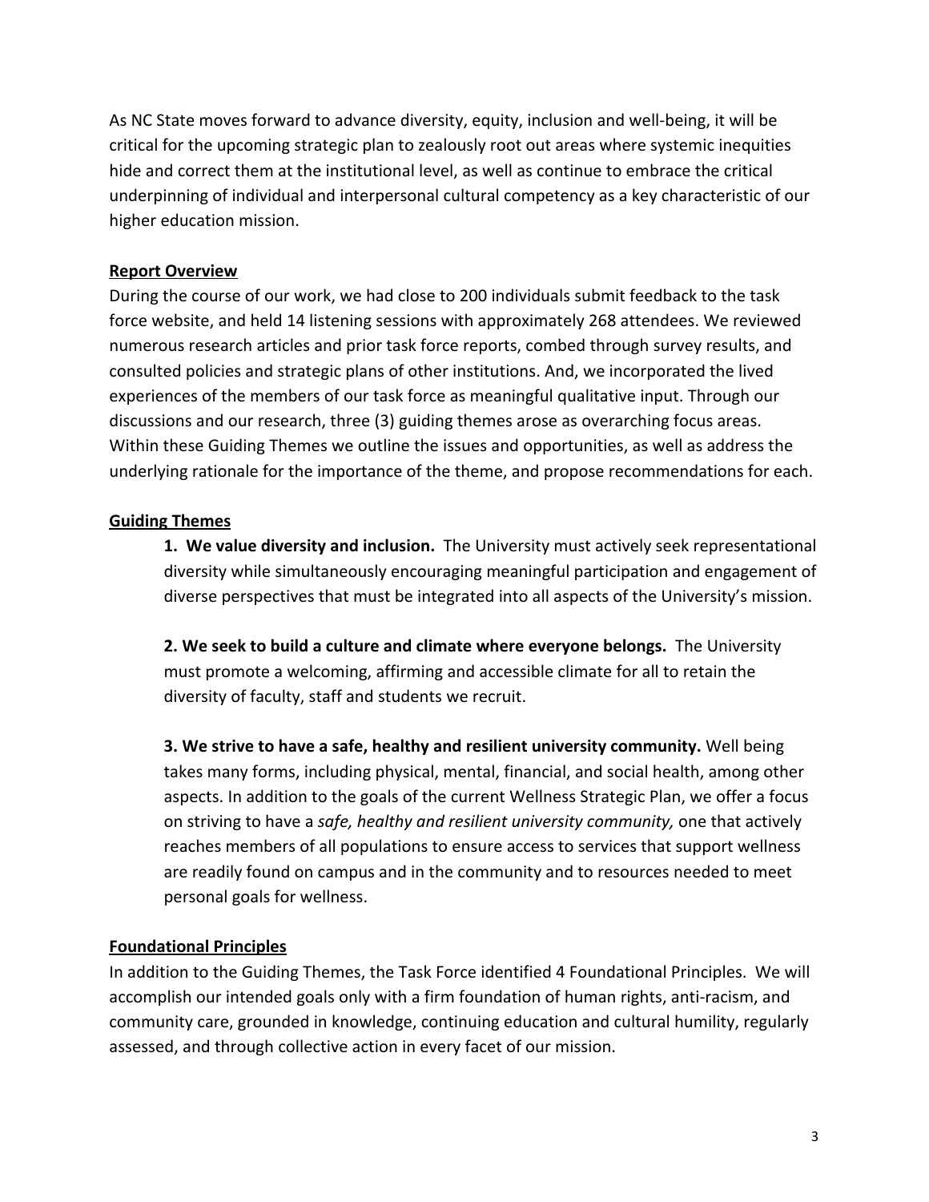As NC State moves forward to advance diversity, equity, inclusion and well-being, it will be critical for the upcoming strategic plan to zealously root out areas where systemic inequities hide and correct them at the institutional level, as well as continue to embrace the critical underpinning of individual and interpersonal cultural competency as a key characteristic of our higher education mission.

## Report Overview

During the course of our work, we had close to 200 individuals submit feedback to the task force website, and held 14 listening sessions with approximately 268 attendees. We reviewed numerous research articles and prior task force reports, combed through survey results, and consulted policies and strategic plans of other institutions. And, we incorporated the lived experiences of the members of our task force as meaningful qualitative input. Through our discussions and our research, three (3) guiding themes arose as overarching focus areas. Within these Guiding Themes we outline the issues and opportunities, as well as address the underlying rationale for the importance of the theme, and propose recommendations for each.

## Guiding Themes

**1. We value diversity and inclusion.** The University must actively seek representational diversity while simultaneously encouraging meaningful participation and engagement of diverse perspectives that must be integrated into all aspects of the University's mission.

**2. We seek to build a culture and climate where everyone belongs.** The University must promote a welcoming, affirming and accessible climate for all to retain the diversity of faculty, staff and students we recruit.

**3. We strive to have a safe, healthy and resilient university community.** Well being takes many forms, including physical, mental, financial, and social health, among other aspects. In addition to the goals of the current Wellness Strategic Plan, we offer a focus on striving to have a *safe, healthy and resilient university community,* one that actively reaches members of all populations to ensure access to services that support wellness are readily found on campus and in the community and to resources needed to meet personal goals for wellness.

## Foundational Principles

In addition to the Guiding Themes, the Task Force identified 4 Foundational Principles. We will accomplish our intended goals only with a firm foundation of human rights, anti-racism, and community care, grounded in knowledge, continuing education and cultural humility, regularly assessed, and through collective action in every facet of our mission.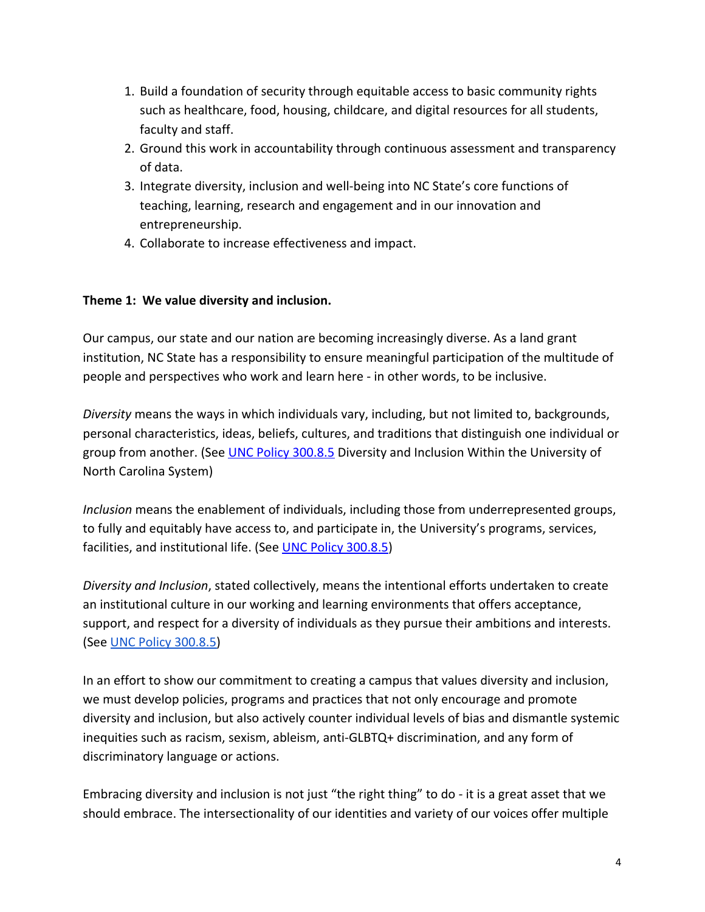1. Build a foundation of security through equitable access to basic community rights such as healthcare, food, housing, childcare, and digital resources for all students, faculty and staff.
2. Ground this work in accountability through continuous assessment and transparency of data.
3. Integrate diversity, inclusion and well-being into NC State's core functions of teaching, learning, research and engagement and in our innovation and entrepreneurship.
4. Collaborate to increase effectiveness and impact.

**Theme 1: We value diversity and inclusion.**

Our campus, our state and our nation are becoming increasingly diverse. As a land grant institution, NC State has a responsibility to ensure meaningful participation of the multitude of people and perspectives who work and learn here - in other words, to be inclusive.

*Diversity* means the ways in which individuals vary, including, but not limited to, backgrounds, personal characteristics, ideas, beliefs, cultures, and traditions that distinguish one individual or group from another. (See [UNC Policy 300.8.5]() Diversity and Inclusion Within the University of North Carolina System)

*Inclusion* means the enablement of individuals, including those from underrepresented groups, to fully and equitably have access to, and participate in, the University's programs, services, facilities, and institutional life. (See [UNC Policy 300.8.5]())

*Diversity and Inclusion*, stated collectively, means the intentional efforts undertaken to create an institutional culture in our working and learning environments that offers acceptance, support, and respect for a diversity of individuals as they pursue their ambitions and interests. (See [UNC Policy 300.8.5]())

In an effort to show our commitment to creating a campus that values diversity and inclusion, we must develop policies, programs and practices that not only encourage and promote diversity and inclusion, but also actively counter individual levels of bias and dismantle systemic inequities such as racism, sexism, ableism, anti-GLBTQ+ discrimination, and any form of discriminatory language or actions.

Embracing diversity and inclusion is not just "the right thing" to do - it is a great asset that we should embrace. The intersectionality of our identities and variety of our voices offer multiple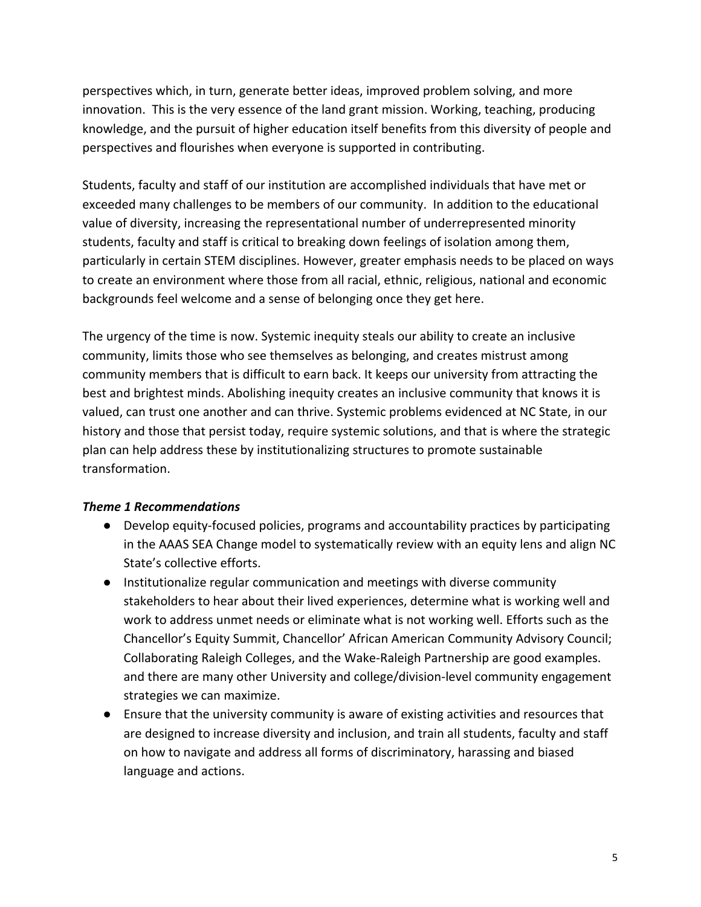perspectives which, in turn, generate better ideas, improved problem solving, and more innovation. This is the very essence of the land grant mission. Working, teaching, producing knowledge, and the pursuit of higher education itself benefits from this diversity of people and perspectives and flourishes when everyone is supported in contributing.

Students, faculty and staff of our institution are accomplished individuals that have met or exceeded many challenges to be members of our community. In addition to the educational value of diversity, increasing the representational number of underrepresented minority students, faculty and staff is critical to breaking down feelings of isolation among them, particularly in certain STEM disciplines. However, greater emphasis needs to be placed on ways to create an environment where those from all racial, ethnic, religious, national and economic backgrounds feel welcome and a sense of belonging once they get here.

The urgency of the time is now. Systemic inequity steals our ability to create an inclusive community, limits those who see themselves as belonging, and creates mistrust among community members that is difficult to earn back. It keeps our university from attracting the best and brightest minds. Abolishing inequity creates an inclusive community that knows it is valued, can trust one another and can thrive. Systemic problems evidenced at NC State, in our history and those that persist today, require systemic solutions, and that is where the strategic plan can help address these by institutionalizing structures to promote sustainable transformation.

***Theme 1 Recommendations***

- Develop equity-focused policies, programs and accountability practices by participating in the AAAS SEA Change model to systematically review with an equity lens and align NC State's collective efforts.
- Institutionalize regular communication and meetings with diverse community stakeholders to hear about their lived experiences, determine what is working well and work to address unmet needs or eliminate what is not working well. Efforts such as the Chancellor's Equity Summit, Chancellor' African American Community Advisory Council; Collaborating Raleigh Colleges, and the Wake-Raleigh Partnership are good examples. and there are many other University and college/division-level community engagement strategies we can maximize.
- Ensure that the university community is aware of existing activities and resources that are designed to increase diversity and inclusion, and train all students, faculty and staff on how to navigate and address all forms of discriminatory, harassing and biased language and actions.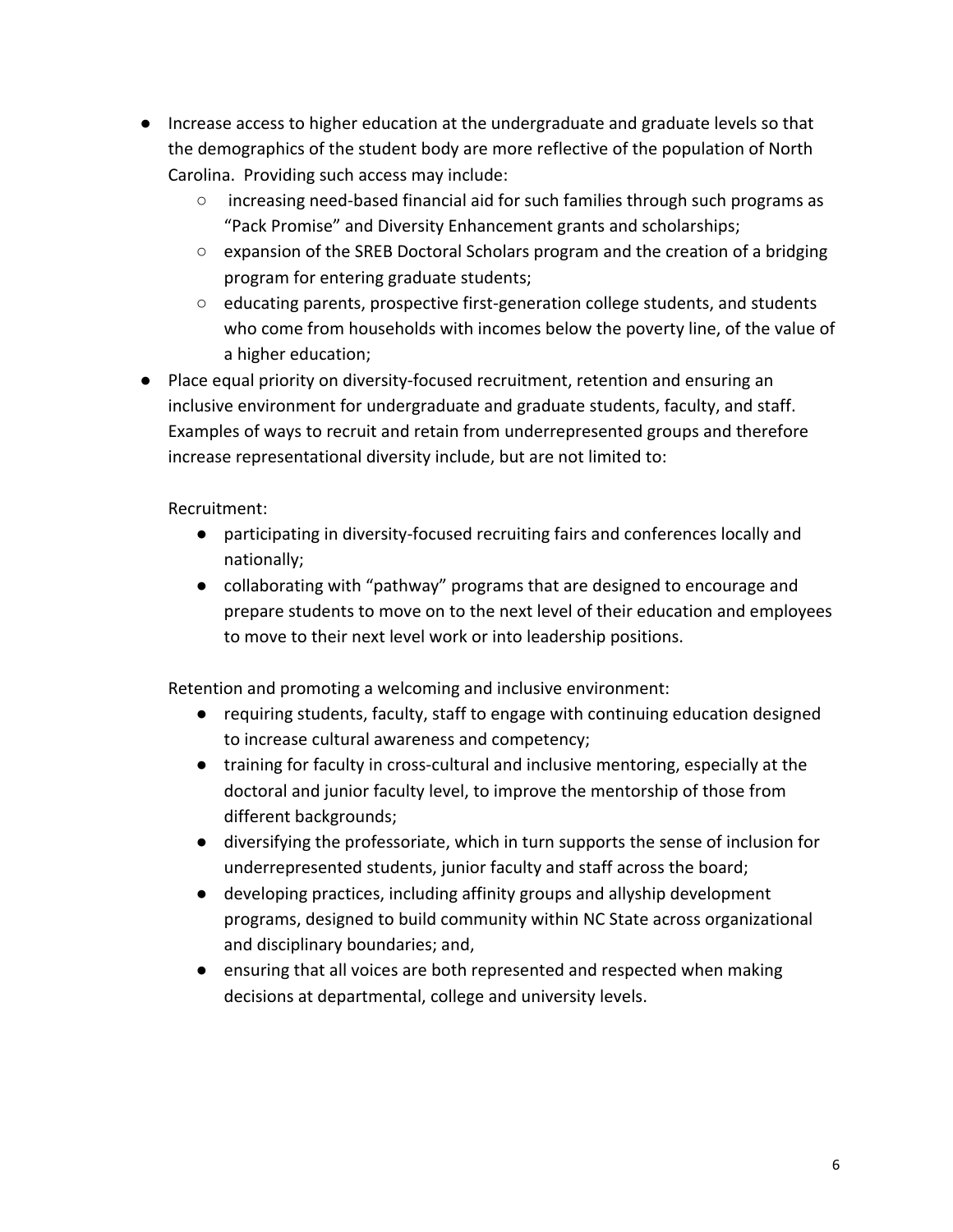- Increase access to higher education at the undergraduate and graduate levels so that the demographics of the student body are more reflective of the population of North Carolina. Providing such access may include:
  - increasing need-based financial aid for such families through such programs as "Pack Promise" and Diversity Enhancement grants and scholarships;
  - expansion of the SREB Doctoral Scholars program and the creation of a bridging program for entering graduate students;
  - educating parents, prospective first-generation college students, and students who come from households with incomes below the poverty line, of the value of a higher education;
- Place equal priority on diversity-focused recruitment, retention and ensuring an inclusive environment for undergraduate and graduate students, faculty, and staff. Examples of ways to recruit and retain from underrepresented groups and therefore increase representational diversity include, but are not limited to:

  Recruitment:
  - participating in diversity-focused recruiting fairs and conferences locally and nationally;
  - collaborating with "pathway" programs that are designed to encourage and prepare students to move on to the next level of their education and employees to move to their next level work or into leadership positions.

  Retention and promoting a welcoming and inclusive environment:
  - requiring students, faculty, staff to engage with continuing education designed to increase cultural awareness and competency;
  - training for faculty in cross-cultural and inclusive mentoring, especially at the doctoral and junior faculty level, to improve the mentorship of those from different backgrounds;
  - diversifying the professoriate, which in turn supports the sense of inclusion for underrepresented students, junior faculty and staff across the board;
  - developing practices, including affinity groups and allyship development programs, designed to build community within NC State across organizational and disciplinary boundaries; and,
  - ensuring that all voices are both represented and respected when making decisions at departmental, college and university levels.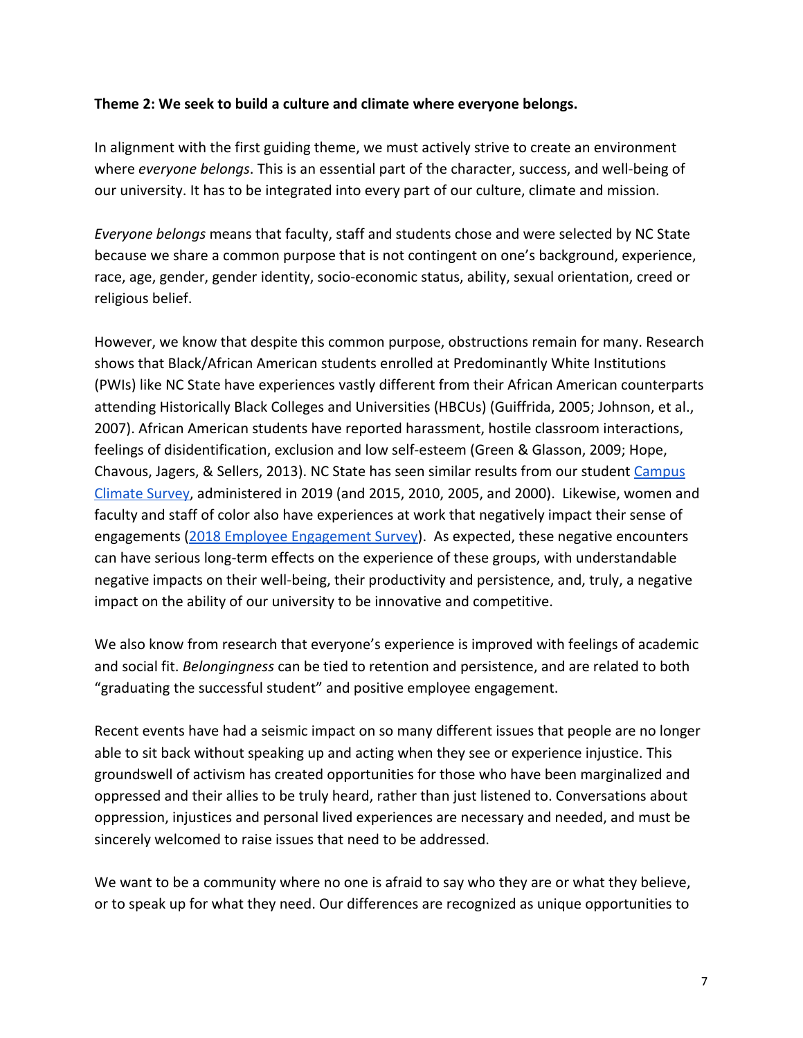**Theme 2: We seek to build a culture and climate where everyone belongs.**

In alignment with the first guiding theme, we must actively strive to create an environment where *everyone belongs*. This is an essential part of the character, success, and well-being of our university. It has to be integrated into every part of our culture, climate and mission.

*Everyone belongs* means that faculty, staff and students chose and were selected by NC State because we share a common purpose that is not contingent on one's background, experience, race, age, gender, gender identity, socio-economic status, ability, sexual orientation, creed or religious belief.

However, we know that despite this common purpose, obstructions remain for many. Research shows that Black/African American students enrolled at Predominantly White Institutions (PWIs) like NC State have experiences vastly different from their African American counterparts attending Historically Black Colleges and Universities (HBCUs) (Guiffrida, 2005; Johnson, et al., 2007). African American students have reported harassment, hostile classroom interactions, feelings of disidentification, exclusion and low self-esteem (Green & Glasson, 2009; Hope, Chavous, Jagers, & Sellers, 2013). NC State has seen similar results from our student Campus Climate Survey, administered in 2019 (and 2015, 2010, 2005, and 2000). Likewise, women and faculty and staff of color also have experiences at work that negatively impact their sense of engagements (2018 Employee Engagement Survey). As expected, these negative encounters can have serious long-term effects on the experience of these groups, with understandable negative impacts on their well-being, their productivity and persistence, and, truly, a negative impact on the ability of our university to be innovative and competitive.

We also know from research that everyone's experience is improved with feelings of academic and social fit. *Belongingness* can be tied to retention and persistence, and are related to both "graduating the successful student" and positive employee engagement.

Recent events have had a seismic impact on so many different issues that people are no longer able to sit back without speaking up and acting when they see or experience injustice. This groundswell of activism has created opportunities for those who have been marginalized and oppressed and their allies to be truly heard, rather than just listened to. Conversations about oppression, injustices and personal lived experiences are necessary and needed, and must be sincerely welcomed to raise issues that need to be addressed.

We want to be a community where no one is afraid to say who they are or what they believe, or to speak up for what they need. Our differences are recognized as unique opportunities to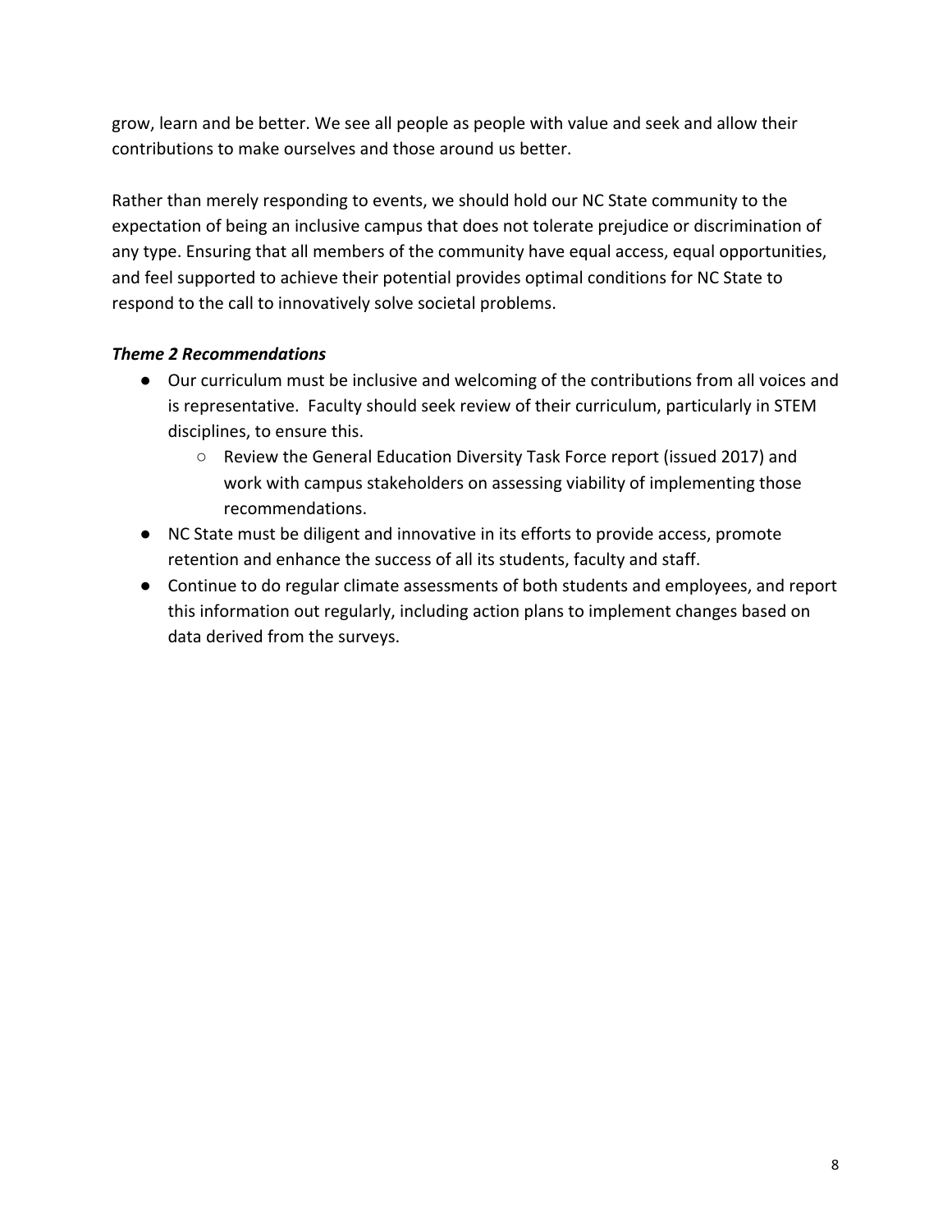grow, learn and be better. We see all people as people with value and seek and allow their contributions to make ourselves and those around us better.

Rather than merely responding to events, we should hold our NC State community to the expectation of being an inclusive campus that does not tolerate prejudice or discrimination of any type. Ensuring that all members of the community have equal access, equal opportunities, and feel supported to achieve their potential provides optimal conditions for NC State to respond to the call to innovatively solve societal problems.

***Theme 2 Recommendations***

- Our curriculum must be inclusive and welcoming of the contributions from all voices and is representative. Faculty should seek review of their curriculum, particularly in STEM disciplines, to ensure this.
    - Review the General Education Diversity Task Force report (issued 2017) and work with campus stakeholders on assessing viability of implementing those recommendations.
- NC State must be diligent and innovative in its efforts to provide access, promote retention and enhance the success of all its students, faculty and staff.
- Continue to do regular climate assessments of both students and employees, and report this information out regularly, including action plans to implement changes based on data derived from the surveys.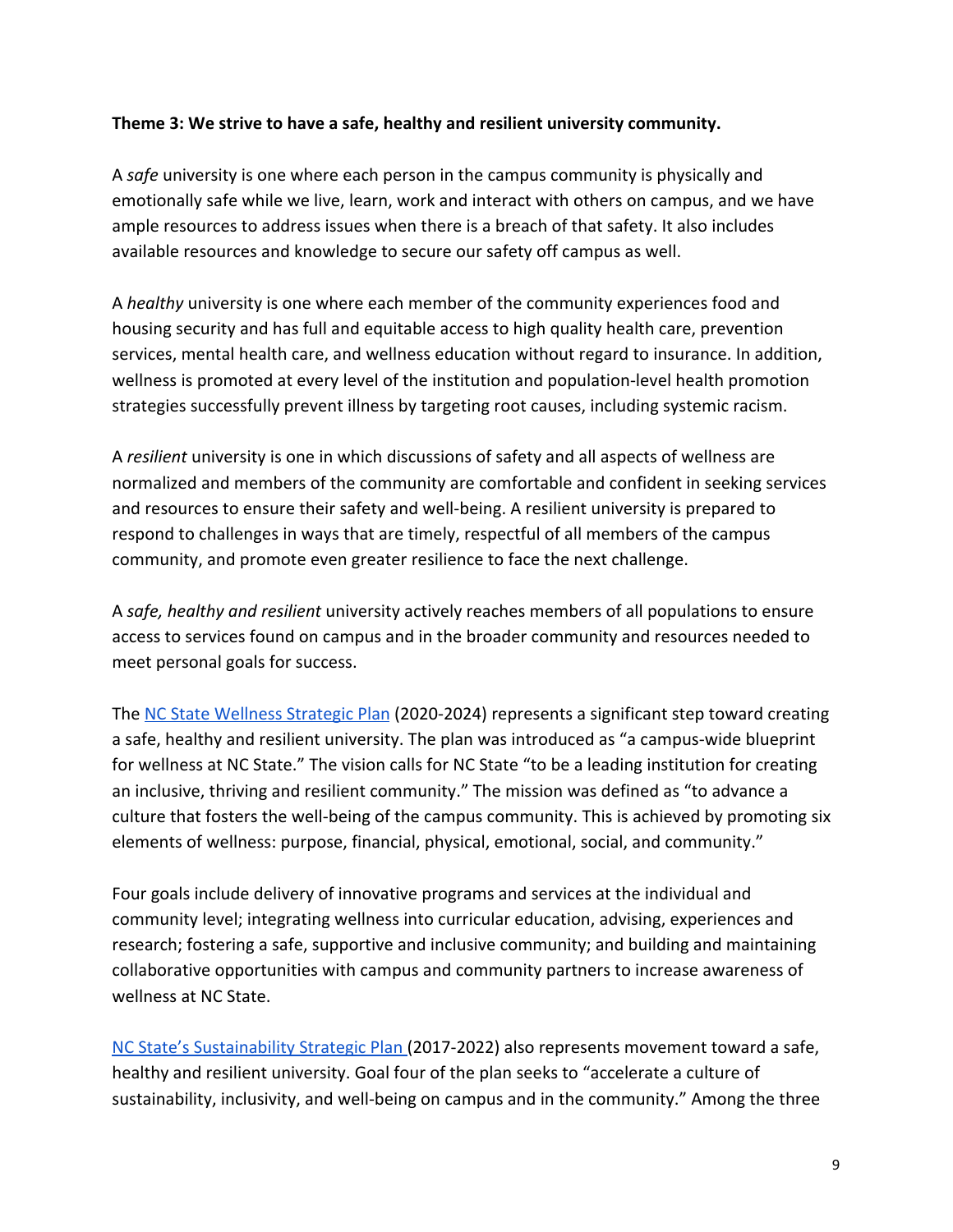**Theme 3: We strive to have a safe, healthy and resilient university community.**

A *safe* university is one where each person in the campus community is physically and emotionally safe while we live, learn, work and interact with others on campus, and we have ample resources to address issues when there is a breach of that safety. It also includes available resources and knowledge to secure our safety off campus as well.

A *healthy* university is one where each member of the community experiences food and housing security and has full and equitable access to high quality health care, prevention services, mental health care, and wellness education without regard to insurance. In addition, wellness is promoted at every level of the institution and population-level health promotion strategies successfully prevent illness by targeting root causes, including systemic racism.

A *resilient* university is one in which discussions of safety and all aspects of wellness are normalized and members of the community are comfortable and confident in seeking services and resources to ensure their safety and well-being. A resilient university is prepared to respond to challenges in ways that are timely, respectful of all members of the campus community, and promote even greater resilience to face the next challenge.

A *safe, healthy and resilient* university actively reaches members of all populations to ensure access to services found on campus and in the broader community and resources needed to meet personal goals for success.

The NC State Wellness Strategic Plan (2020-2024) represents a significant step toward creating a safe, healthy and resilient university. The plan was introduced as "a campus-wide blueprint for wellness at NC State." The vision calls for NC State "to be a leading institution for creating an inclusive, thriving and resilient community." The mission was defined as "to advance a culture that fosters the well-being of the campus community. This is achieved by promoting six elements of wellness: purpose, financial, physical, emotional, social, and community."

Four goals include delivery of innovative programs and services at the individual and community level; integrating wellness into curricular education, advising, experiences and research; fostering a safe, supportive and inclusive community; and building and maintaining collaborative opportunities with campus and community partners to increase awareness of wellness at NC State.

NC State's Sustainability Strategic Plan (2017-2022) also represents movement toward a safe, healthy and resilient university. Goal four of the plan seeks to "accelerate a culture of sustainability, inclusivity, and well-being on campus and in the community." Among the three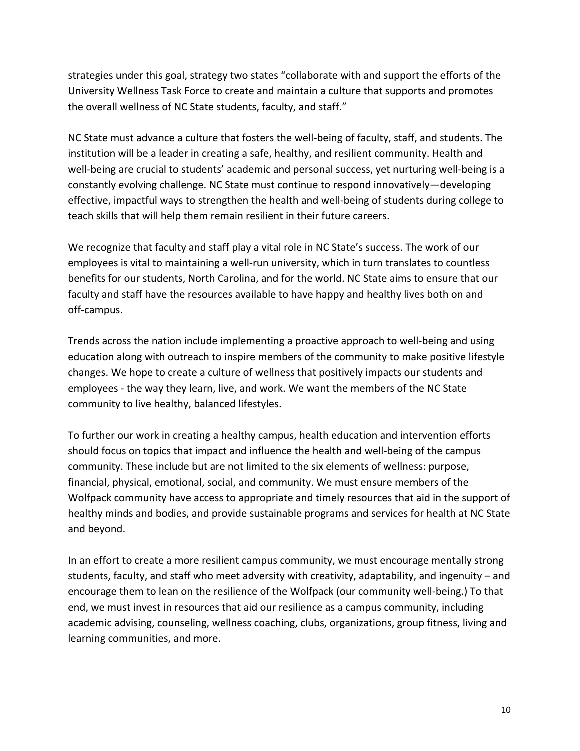strategies under this goal, strategy two states "collaborate with and support the efforts of the University Wellness Task Force to create and maintain a culture that supports and promotes the overall wellness of NC State students, faculty, and staff."

NC State must advance a culture that fosters the well-being of faculty, staff, and students. The institution will be a leader in creating a safe, healthy, and resilient community. Health and well-being are crucial to students' academic and personal success, yet nurturing well-being is a constantly evolving challenge. NC State must continue to respond innovatively—developing effective, impactful ways to strengthen the health and well-being of students during college to teach skills that will help them remain resilient in their future careers.

We recognize that faculty and staff play a vital role in NC State's success. The work of our employees is vital to maintaining a well-run university, which in turn translates to countless benefits for our students, North Carolina, and for the world. NC State aims to ensure that our faculty and staff have the resources available to have happy and healthy lives both on and off-campus.

Trends across the nation include implementing a proactive approach to well-being and using education along with outreach to inspire members of the community to make positive lifestyle changes. We hope to create a culture of wellness that positively impacts our students and employees - the way they learn, live, and work. We want the members of the NC State community to live healthy, balanced lifestyles.

To further our work in creating a healthy campus, health education and intervention efforts should focus on topics that impact and influence the health and well-being of the campus community. These include but are not limited to the six elements of wellness: purpose, financial, physical, emotional, social, and community. We must ensure members of the Wolfpack community have access to appropriate and timely resources that aid in the support of healthy minds and bodies, and provide sustainable programs and services for health at NC State and beyond.

In an effort to create a more resilient campus community, we must encourage mentally strong students, faculty, and staff who meet adversity with creativity, adaptability, and ingenuity – and encourage them to lean on the resilience of the Wolfpack (our community well-being.) To that end, we must invest in resources that aid our resilience as a campus community, including academic advising, counseling, wellness coaching, clubs, organizations, group fitness, living and learning communities, and more.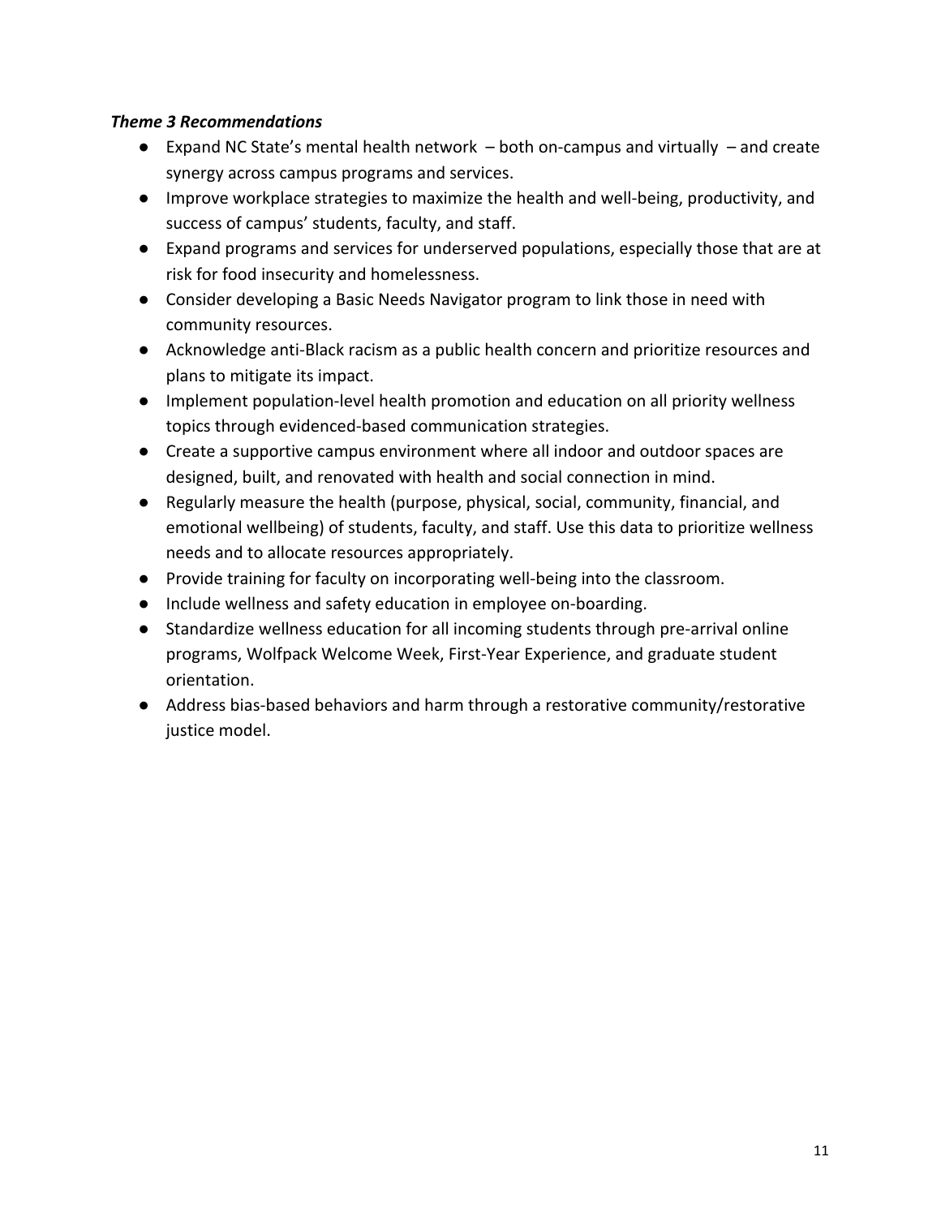***Theme 3 Recommendations***

- Expand NC State's mental health network – both on-campus and virtually – and create synergy across campus programs and services.
- Improve workplace strategies to maximize the health and well-being, productivity, and success of campus' students, faculty, and staff.
- Expand programs and services for underserved populations, especially those that are at risk for food insecurity and homelessness.
- Consider developing a Basic Needs Navigator program to link those in need with community resources.
- Acknowledge anti-Black racism as a public health concern and prioritize resources and plans to mitigate its impact.
- Implement population-level health promotion and education on all priority wellness topics through evidenced-based communication strategies.
- Create a supportive campus environment where all indoor and outdoor spaces are designed, built, and renovated with health and social connection in mind.
- Regularly measure the health (purpose, physical, social, community, financial, and emotional wellbeing) of students, faculty, and staff. Use this data to prioritize wellness needs and to allocate resources appropriately.
- Provide training for faculty on incorporating well-being into the classroom.
- Include wellness and safety education in employee on-boarding.
- Standardize wellness education for all incoming students through pre-arrival online programs, Wolfpack Welcome Week, First-Year Experience, and graduate student orientation.
- Address bias-based behaviors and harm through a restorative community/restorative justice model.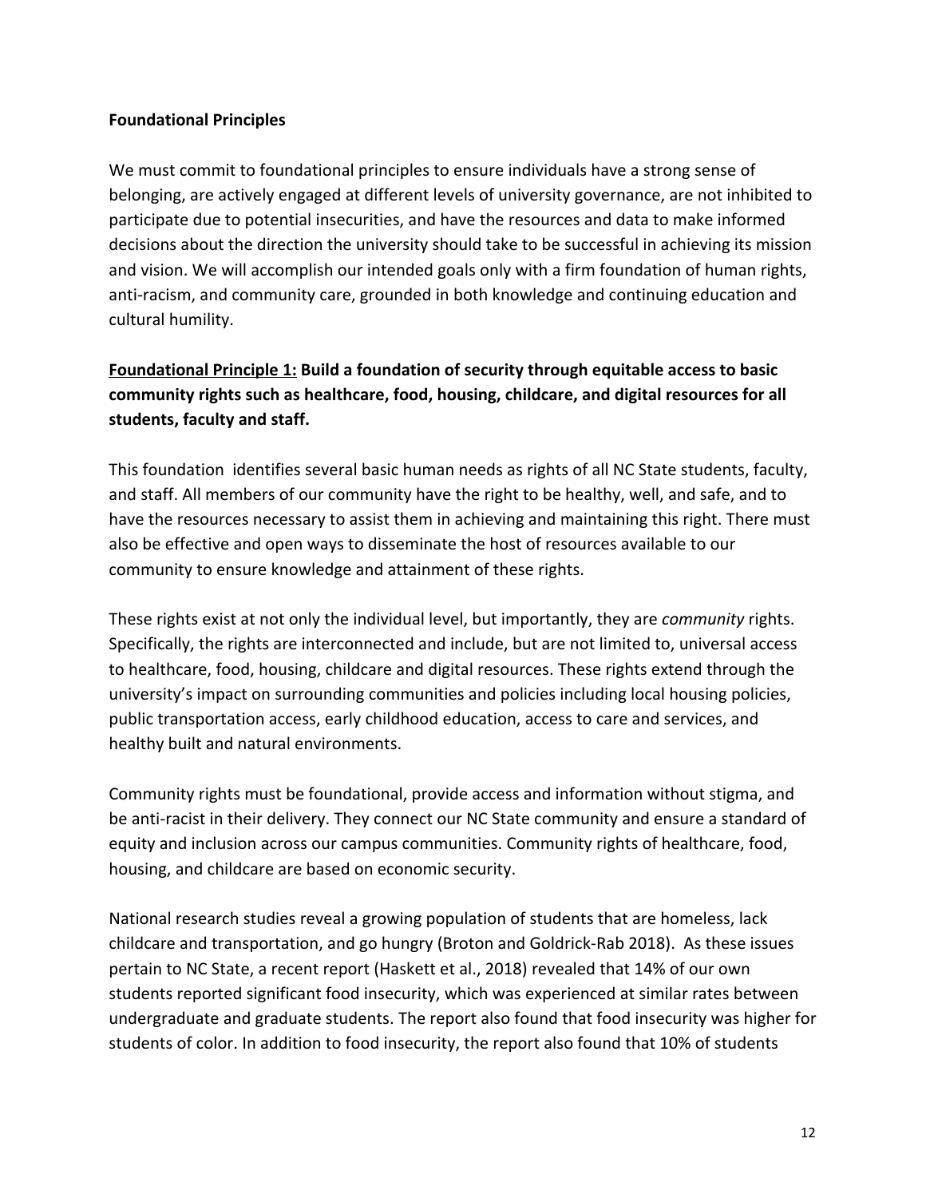**Foundational Principles**

We must commit to foundational principles to ensure individuals have a strong sense of belonging, are actively engaged at different levels of university governance, are not inhibited to participate due to potential insecurities, and have the resources and data to make informed decisions about the direction the university should take to be successful in achieving its mission and vision. We will accomplish our intended goals only with a firm foundation of human rights, anti-racism, and community care, grounded in both knowledge and continuing education and cultural humility.

**Foundational Principle 1: Build a foundation of security through equitable access to basic community rights such as healthcare, food, housing, childcare, and digital resources for all students, faculty and staff.**

This foundation identifies several basic human needs as rights of all NC State students, faculty, and staff. All members of our community have the right to be healthy, well, and safe, and to have the resources necessary to assist them in achieving and maintaining this right. There must also be effective and open ways to disseminate the host of resources available to our community to ensure knowledge and attainment of these rights.

These rights exist at not only the individual level, but importantly, they are *community* rights. Specifically, the rights are interconnected and include, but are not limited to, universal access to healthcare, food, housing, childcare and digital resources. These rights extend through the university's impact on surrounding communities and policies including local housing policies, public transportation access, early childhood education, access to care and services, and healthy built and natural environments.

Community rights must be foundational, provide access and information without stigma, and be anti-racist in their delivery. They connect our NC State community and ensure a standard of equity and inclusion across our campus communities. Community rights of healthcare, food, housing, and childcare are based on economic security.

National research studies reveal a growing population of students that are homeless, lack childcare and transportation, and go hungry (Broton and Goldrick-Rab 2018). As these issues pertain to NC State, a recent report (Haskett et al., 2018) revealed that 14% of our own students reported significant food insecurity, which was experienced at similar rates between undergraduate and graduate students. The report also found that food insecurity was higher for students of color. In addition to food insecurity, the report also found that 10% of students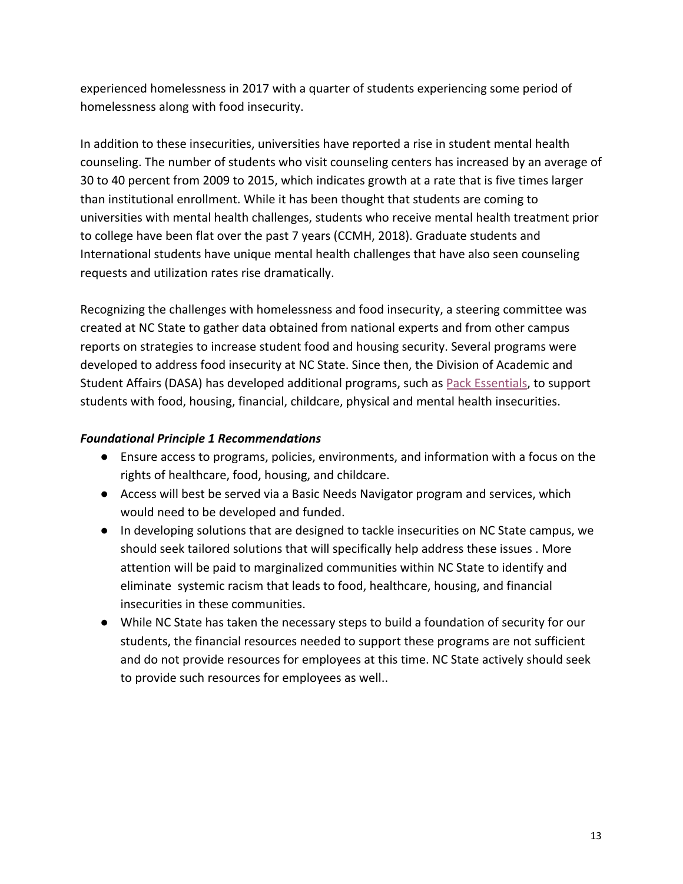experienced homelessness in 2017 with a quarter of students experiencing some period of homelessness along with food insecurity.

In addition to these insecurities, universities have reported a rise in student mental health counseling. The number of students who visit counseling centers has increased by an average of 30 to 40 percent from 2009 to 2015, which indicates growth at a rate that is five times larger than institutional enrollment. While it has been thought that students are coming to universities with mental health challenges, students who receive mental health treatment prior to college have been flat over the past 7 years (CCMH, 2018). Graduate students and International students have unique mental health challenges that have also seen counseling requests and utilization rates rise dramatically.

Recognizing the challenges with homelessness and food insecurity, a steering committee was created at NC State to gather data obtained from national experts and from other campus reports on strategies to increase student food and housing security. Several programs were developed to address food insecurity at NC State. Since then, the Division of Academic and Student Affairs (DASA) has developed additional programs, such as Pack Essentials, to support students with food, housing, financial, childcare, physical and mental health insecurities.

***Foundational Principle 1 Recommendations***

- Ensure access to programs, policies, environments, and information with a focus on the rights of healthcare, food, housing, and childcare.
- Access will best be served via a Basic Needs Navigator program and services, which would need to be developed and funded.
- In developing solutions that are designed to tackle insecurities on NC State campus, we should seek tailored solutions that will specifically help address these issues . More attention will be paid to marginalized communities within NC State to identify and eliminate systemic racism that leads to food, healthcare, housing, and financial insecurities in these communities.
- While NC State has taken the necessary steps to build a foundation of security for our students, the financial resources needed to support these programs are not sufficient and do not provide resources for employees at this time. NC State actively should seek to provide such resources for employees as well..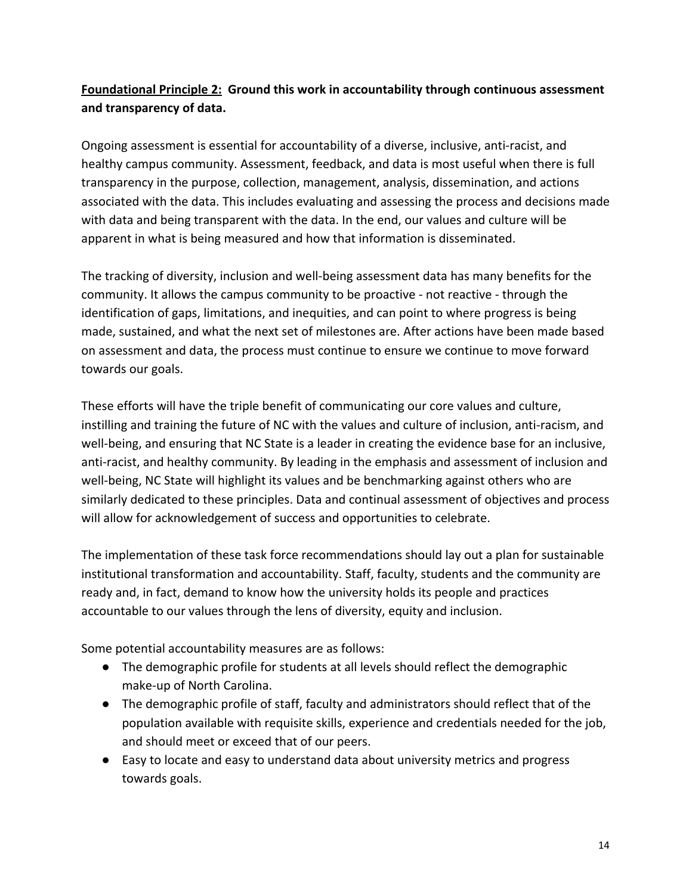**<u>Foundational Principle 2:</u> Ground this work in accountability through continuous assessment and transparency of data.**

Ongoing assessment is essential for accountability of a diverse, inclusive, anti-racist, and healthy campus community. Assessment, feedback, and data is most useful when there is full transparency in the purpose, collection, management, analysis, dissemination, and actions associated with the data. This includes evaluating and assessing the process and decisions made with data and being transparent with the data. In the end, our values and culture will be apparent in what is being measured and how that information is disseminated.

The tracking of diversity, inclusion and well-being assessment data has many benefits for the community. It allows the campus community to be proactive - not reactive - through the identification of gaps, limitations, and inequities, and can point to where progress is being made, sustained, and what the next set of milestones are. After actions have been made based on assessment and data, the process must continue to ensure we continue to move forward towards our goals.

These efforts will have the triple benefit of communicating our core values and culture, instilling and training the future of NC with the values and culture of inclusion, anti-racism, and well-being, and ensuring that NC State is a leader in creating the evidence base for an inclusive, anti-racist, and healthy community. By leading in the emphasis and assessment of inclusion and well-being, NC State will highlight its values and be benchmarking against others who are similarly dedicated to these principles. Data and continual assessment of objectives and process will allow for acknowledgement of success and opportunities to celebrate.

The implementation of these task force recommendations should lay out a plan for sustainable institutional transformation and accountability. Staff, faculty, students and the community are ready and, in fact, demand to know how the university holds its people and practices accountable to our values through the lens of diversity, equity and inclusion.

Some potential accountability measures are as follows:

- The demographic profile for students at all levels should reflect the demographic make-up of North Carolina.
- The demographic profile of staff, faculty and administrators should reflect that of the population available with requisite skills, experience and credentials needed for the job, and should meet or exceed that of our peers.
- Easy to locate and easy to understand data about university metrics and progress towards goals.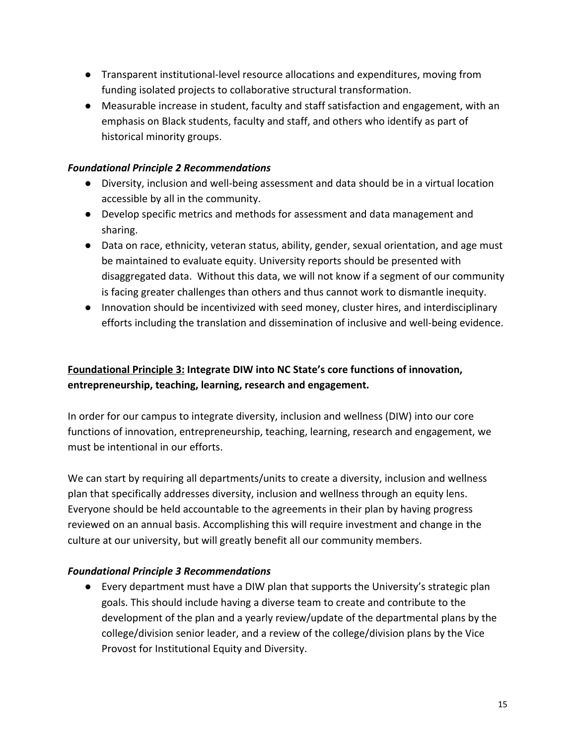- Transparent institutional-level resource allocations and expenditures, moving from funding isolated projects to collaborative structural transformation.
- Measurable increase in student, faculty and staff satisfaction and engagement, with an emphasis on Black students, faculty and staff, and others who identify as part of historical minority groups.

***Foundational Principle 2 Recommendations***

- Diversity, inclusion and well-being assessment and data should be in a virtual location accessible by all in the community.
- Develop specific metrics and methods for assessment and data management and sharing.
- Data on race, ethnicity, veteran status, ability, gender, sexual orientation, and age must be maintained to evaluate equity. University reports should be presented with disaggregated data. Without this data, we will not know if a segment of our community is facing greater challenges than others and thus cannot work to dismantle inequity.
- Innovation should be incentivized with seed money, cluster hires, and interdisciplinary efforts including the translation and dissemination of inclusive and well-being evidence.

**<u>Foundational Principle 3:</u> Integrate DIW into NC State's core functions of innovation, entrepreneurship, teaching, learning, research and engagement.**

In order for our campus to integrate diversity, inclusion and wellness (DIW) into our core functions of innovation, entrepreneurship, teaching, learning, research and engagement, we must be intentional in our efforts.

We can start by requiring all departments/units to create a diversity, inclusion and wellness plan that specifically addresses diversity, inclusion and wellness through an equity lens. Everyone should be held accountable to the agreements in their plan by having progress reviewed on an annual basis. Accomplishing this will require investment and change in the culture at our university, but will greatly benefit all our community members.

***Foundational Principle 3 Recommendations***

- Every department must have a DIW plan that supports the University's strategic plan goals. This should include having a diverse team to create and contribute to the development of the plan and a yearly review/update of the departmental plans by the college/division senior leader, and a review of the college/division plans by the Vice Provost for Institutional Equity and Diversity.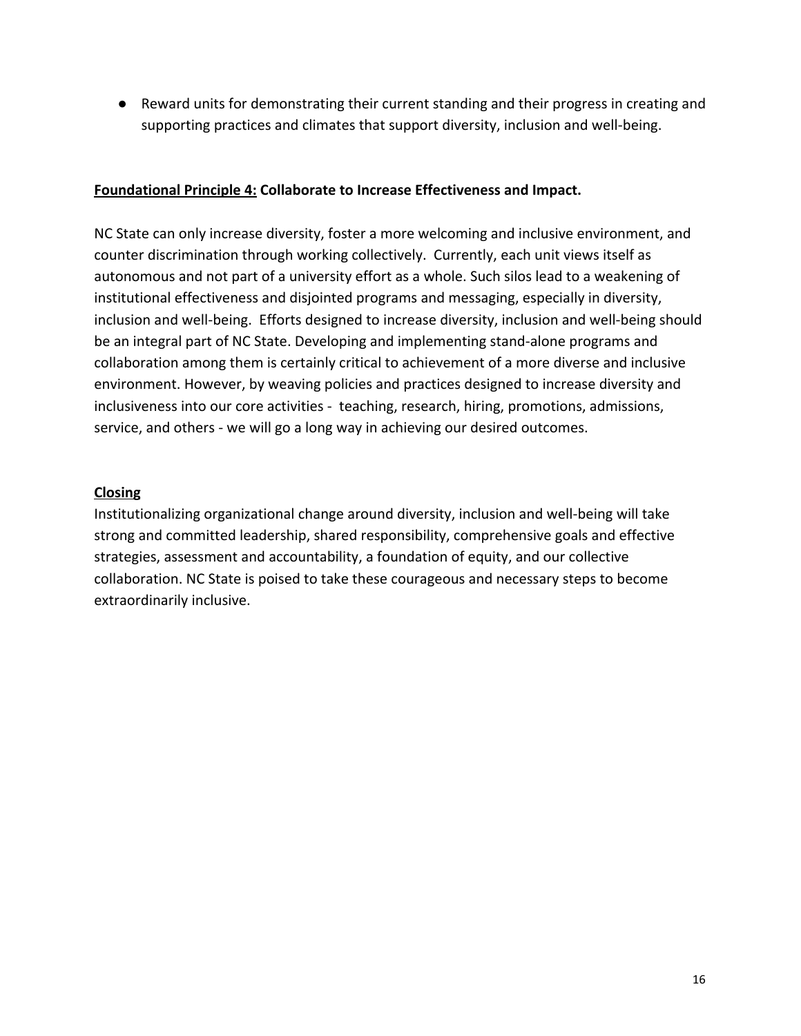- Reward units for demonstrating their current standing and their progress in creating and supporting practices and climates that support diversity, inclusion and well-being.

**Foundational Principle 4: Collaborate to Increase Effectiveness and Impact.**

NC State can only increase diversity, foster a more welcoming and inclusive environment, and counter discrimination through working collectively. Currently, each unit views itself as autonomous and not part of a university effort as a whole. Such silos lead to a weakening of institutional effectiveness and disjointed programs and messaging, especially in diversity, inclusion and well-being. Efforts designed to increase diversity, inclusion and well-being should be an integral part of NC State. Developing and implementing stand-alone programs and collaboration among them is certainly critical to achievement of a more diverse and inclusive environment. However, by weaving policies and practices designed to increase diversity and inclusiveness into our core activities - teaching, research, hiring, promotions, admissions, service, and others - we will go a long way in achieving our desired outcomes.

**Closing**

Institutionalizing organizational change around diversity, inclusion and well-being will take strong and committed leadership, shared responsibility, comprehensive goals and effective strategies, assessment and accountability, a foundation of equity, and our collective collaboration. NC State is poised to take these courageous and necessary steps to become extraordinarily inclusive.